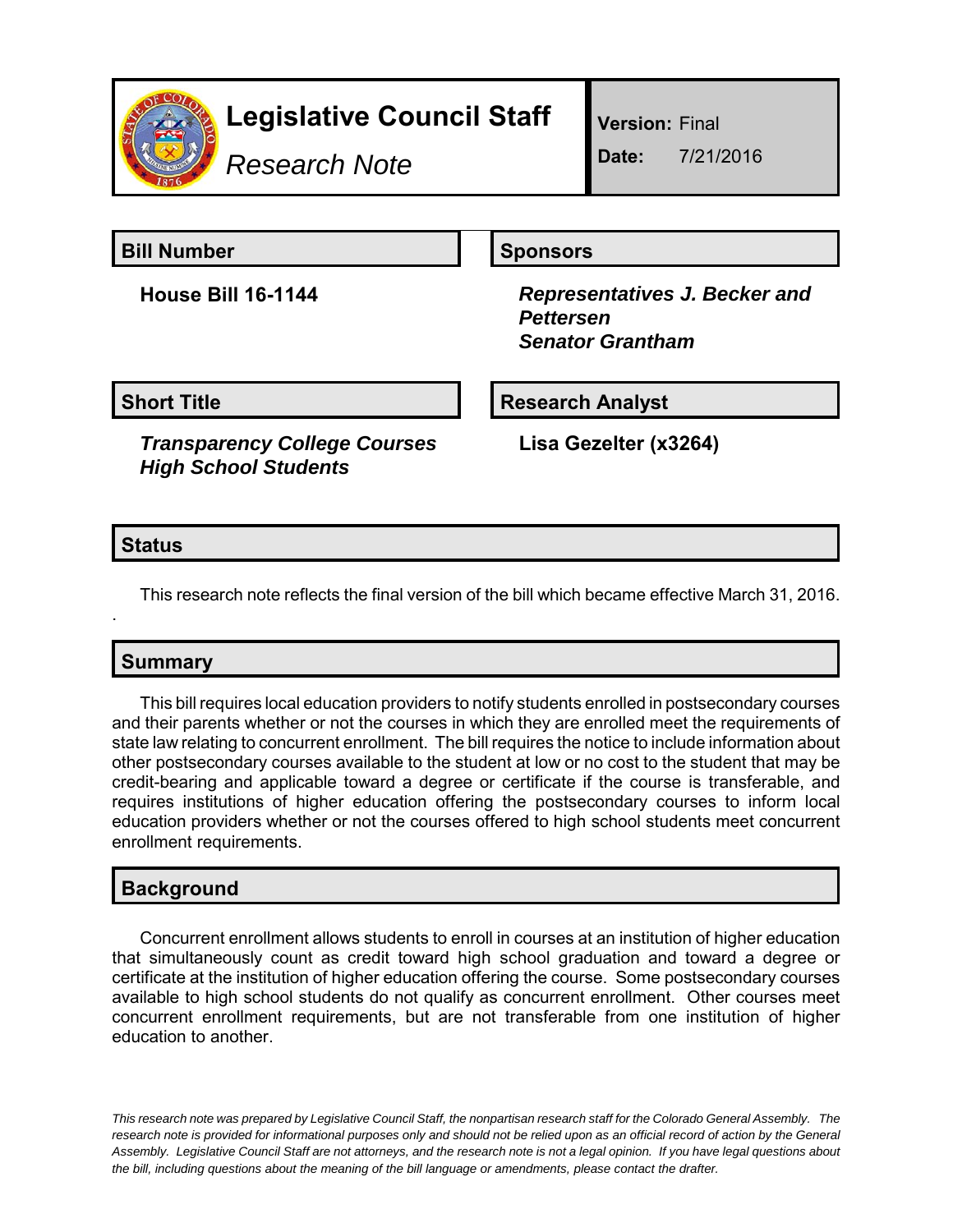# Legislative Council Staff

*Research Note*

**Version:** Final

**Date:** 7/21/2016

## Bill Number

**House Bill 16-1144**

## Sponsors

***Representatives J. Becker and Pettersen***
***Senator Grantham***

## Short Title

***Transparency College Courses High School Students***

## Research Analyst

**Lisa Gezelter (x3264)**

## Status

This research note reflects the final version of the bill which became effective March 31, 2016.

.

## Summary

This bill requires local education providers to notify students enrolled in postsecondary courses and their parents whether or not the courses in which they are enrolled meet the requirements of state law relating to concurrent enrollment. The bill requires the notice to include information about other postsecondary courses available to the student at low or no cost to the student that may be credit-bearing and applicable toward a degree or certificate if the course is transferable, and requires institutions of higher education offering the postsecondary courses to inform local education providers whether or not the courses offered to high school students meet concurrent enrollment requirements.

## Background

Concurrent enrollment allows students to enroll in courses at an institution of higher education that simultaneously count as credit toward high school graduation and toward a degree or certificate at the institution of higher education offering the course. Some postsecondary courses available to high school students do not qualify as concurrent enrollment. Other courses meet concurrent enrollment requirements, but are not transferable from one institution of higher education to another.

*This research note was prepared by Legislative Council Staff, the nonpartisan research staff for the Colorado General Assembly. The research note is provided for informational purposes only and should not be relied upon as an official record of action by the General Assembly. Legislative Council Staff are not attorneys, and the research note is not a legal opinion. If you have legal questions about the bill, including questions about the meaning of the bill language or amendments, please contact the drafter.*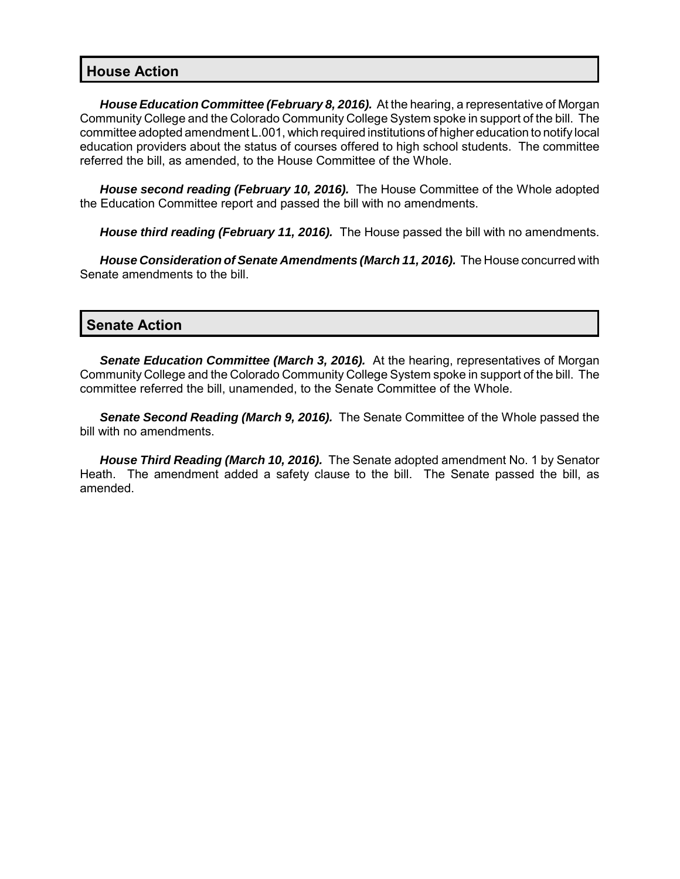## House Action

***House Education Committee (February 8, 2016).*** At the hearing, a representative of Morgan Community College and the Colorado Community College System spoke in support of the bill. The committee adopted amendment L.001, which required institutions of higher education to notify local education providers about the status of courses offered to high school students. The committee referred the bill, as amended, to the House Committee of the Whole.

***House second reading (February 10, 2016).*** The House Committee of the Whole adopted the Education Committee report and passed the bill with no amendments.

***House third reading (February 11, 2016).*** The House passed the bill with no amendments.

***House Consideration of Senate Amendments (March 11, 2016).*** The House concurred with Senate amendments to the bill.

## Senate Action

***Senate Education Committee (March 3, 2016).*** At the hearing, representatives of Morgan Community College and the Colorado Community College System spoke in support of the bill. The committee referred the bill, unamended, to the Senate Committee of the Whole.

***Senate Second Reading (March 9, 2016).*** The Senate Committee of the Whole passed the bill with no amendments.

***House Third Reading (March 10, 2016).*** The Senate adopted amendment No. 1 by Senator Heath. The amendment added a safety clause to the bill. The Senate passed the bill, as amended.